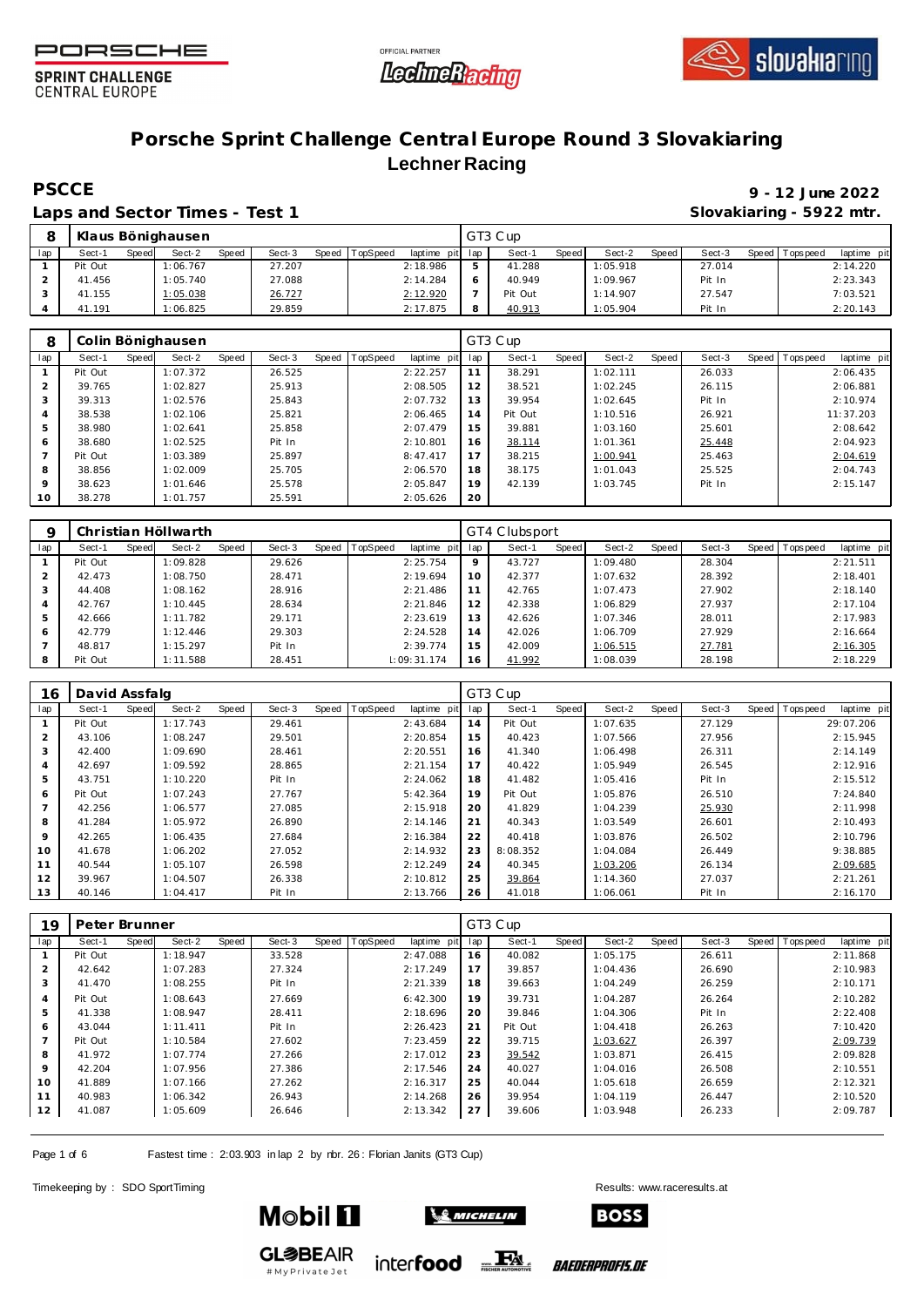# Porsche Sprint Challenge Central Europe Round 3 Slovakiaring

## Lechner Racing

**PSCCE**

**9 - 12 June 2022**

**Laps and Sector Times - Test 1**

**Slovakiaring - 5922 mtr.**

| 8 | Klaus Bönighausen | | | | | | | | GT3 Cup | | | | | | | | |
|---|---|---|---|---|---|---|---|---|---|---|---|---|---|---|---|---|---|
| lap | Sect-1 | Speed | Sect-2 | Speed | Sect-3 | Speed | TopSpeed | laptime pit | lap | Sect-1 | Speed | Sect-2 | Speed | Sect-3 | Speed | Topspeed | laptime pit |
| 1 | Pit Out | | 1:06.767 | | 27.207 | | | 2:18.986 | 5 | 41.288 | | 1:05.918 | | 27.014 | | | 2:14.220 |
| 2 | 41.456 | | 1:05.740 | | 27.088 | | | 2:14.284 | 6 | 40.949 | | 1:09.967 | | Pit In | | | 2:23.343 |
| 3 | 41.155 | | 1:05.038 | | 26.727 | | | 2:12.920 | 7 | Pit Out | | 1:14.907 | | 27.547 | | | 7:03.521 |
| 4 | 41.191 | | 1:06.825 | | 29.859 | | | 2:17.875 | 8 | 40.913 | | 1:05.904 | | Pit In | | | 2:20.143 |

| 8 | Colin Bönighausen | | | | | | | | GT3 Cup | | | | | | | | |
|---|---|---|---|---|---|---|---|---|---|---|---|---|---|---|---|---|---|
| lap | Sect-1 | Speed | Sect-2 | Speed | Sect-3 | Speed | TopSpeed | laptime pit | lap | Sect-1 | Speed | Sect-2 | Speed | Sect-3 | Speed | Topspeed | laptime pit |
| 1 | Pit Out | | 1:07.372 | | 26.525 | | | 2:22.257 | 11 | 38.291 | | 1:02.111 | | 26.033 | | | 2:06.435 |
| 2 | 39.765 | | 1:02.827 | | 25.913 | | | 2:08.505 | 12 | 38.521 | | 1:02.245 | | 26.115 | | | 2:06.881 |
| 3 | 39.313 | | 1:02.576 | | 25.843 | | | 2:07.732 | 13 | 39.954 | | 1:02.645 | | Pit In | | | 2:10.974 |
| 4 | 38.538 | | 1:02.106 | | 25.821 | | | 2:06.465 | 14 | Pit Out | | 1:10.516 | | 26.921 | | | 11:37.203 |
| 5 | 38.980 | | 1:02.641 | | 25.858 | | | 2:07.479 | 15 | 39.881 | | 1:03.160 | | 25.601 | | | 2:08.642 |
| 6 | 38.680 | | 1:02.525 | | Pit In | | | 2:10.801 | 16 | 38.114 | | 1:01.361 | | 25.448 | | | 2:04.923 |
| 7 | Pit Out | | 1:03.389 | | 25.897 | | | 8:47.417 | 17 | 38.215 | | 1:00.941 | | 25.463 | | | 2:04.619 |
| 8 | 38.856 | | 1:02.009 | | 25.705 | | | 2:06.570 | 18 | 38.175 | | 1:01.043 | | 25.525 | | | 2:04.743 |
| 9 | 38.623 | | 1:01.646 | | 25.578 | | | 2:05.847 | 19 | 42.139 | | 1:03.745 | | Pit In | | | 2:15.147 |
| 10 | 38.278 | | 1:01.757 | | 25.591 | | | 2:05.626 | 20 | | | | | | | | |

| 9 | Christian Höllwarth | | | | | | | | GT4 Clubsport | | | | | | | | |
|---|---|---|---|---|---|---|---|---|---|---|---|---|---|---|---|---|---|
| lap | Sect-1 | Speed | Sect-2 | Speed | Sect-3 | Speed | TopSpeed | laptime pit | lap | Sect-1 | Speed | Sect-2 | Speed | Sect-3 | Speed | Topspeed | laptime pit |
| 1 | Pit Out | | 1:09.828 | | 29.626 | | | 2:25.754 | 9 | 43.727 | | 1:09.480 | | 28.304 | | | 2:21.511 |
| 2 | 42.473 | | 1:08.750 | | 28.471 | | | 2:19.694 | 10 | 42.377 | | 1:07.632 | | 28.392 | | | 2:18.401 |
| 3 | 44.408 | | 1:08.162 | | 28.916 | | | 2:21.486 | 11 | 42.765 | | 1:07.473 | | 27.902 | | | 2:18.140 |
| 4 | 42.767 | | 1:10.445 | | 28.634 | | | 2:21.846 | 12 | 42.338 | | 1:06.829 | | 27.937 | | | 2:17.104 |
| 5 | 42.666 | | 1:11.782 | | 29.171 | | | 2:23.619 | 13 | 42.626 | | 1:07.346 | | 28.011 | | | 2:17.983 |
| 6 | 42.779 | | 1:12.446 | | 29.303 | | | 2:24.528 | 14 | 42.026 | | 1:06.709 | | 27.929 | | | 2:16.664 |
| 7 | 48.817 | | 1:15.297 | | Pit In | | | 2:39.774 | 15 | 42.009 | | 1:06.515 | | 27.781 | | | 2:16.305 |
| 8 | Pit Out | | 1:11.588 | | 28.451 | | | 1:09:31.174 | 16 | 41.992 | | 1:08.039 | | 28.198 | | | 2:18.229 |

| 16 | David Assfalg | | | | | | | | GT3 Cup | | | | | | | | |
|---|---|---|---|---|---|---|---|---|---|---|---|---|---|---|---|---|---|
| lap | Sect-1 | Speed | Sect-2 | Speed | Sect-3 | Speed | TopSpeed | laptime pit | lap | Sect-1 | Speed | Sect-2 | Speed | Sect-3 | Speed | Topspeed | laptime pit |
| 1 | Pit Out | | 1:17.743 | | 29.461 | | | 2:43.684 | 14 | Pit Out | | 1:07.635 | | 27.129 | | | 29:07.206 |
| 2 | 43.106 | | 1:08.247 | | 29.501 | | | 2:20.854 | 15 | 40.423 | | 1:07.566 | | 27.956 | | | 2:15.945 |
| 3 | 42.400 | | 1:09.690 | | 28.461 | | | 2:20.551 | 16 | 41.340 | | 1:06.498 | | 26.311 | | | 2:14.149 |
| 4 | 42.697 | | 1:09.592 | | 28.865 | | | 2:21.154 | 17 | 40.422 | | 1:05.949 | | 26.545 | | | 2:12.916 |
| 5 | 43.751 | | 1:10.220 | | Pit In | | | 2:24.062 | 18 | 41.482 | | 1:05.416 | | Pit In | | | 2:15.512 |
| 6 | Pit Out | | 1:07.243 | | 27.767 | | | 5:42.364 | 19 | Pit Out | | 1:05.876 | | 26.510 | | | 7:24.840 |
| 7 | 42.256 | | 1:06.577 | | 27.085 | | | 2:15.918 | 20 | 41.829 | | 1:04.239 | | 25.930 | | | 2:11.998 |
| 8 | 41.284 | | 1:05.972 | | 26.890 | | | 2:14.146 | 21 | 40.343 | | 1:03.549 | | 26.601 | | | 2:10.493 |
| 9 | 42.265 | | 1:06.435 | | 27.684 | | | 2:16.384 | 22 | 40.418 | | 1:03.876 | | 26.502 | | | 2:10.796 |
| 10 | 41.678 | | 1:06.202 | | 27.052 | | | 2:14.932 | 23 | 8:08.352 | | 1:04.084 | | 26.449 | | | 9:38.885 |
| 11 | 40.544 | | 1:05.107 | | 26.598 | | | 2:12.249 | 24 | 40.345 | | 1:03.206 | | 26.134 | | | 2:09.685 |
| 12 | 39.967 | | 1:04.507 | | 26.338 | | | 2:10.812 | 25 | 39.864 | | 1:14.360 | | 27.037 | | | 2:21.261 |
| 13 | 40.146 | | 1:04.417 | | Pit In | | | 2:13.766 | 26 | 41.018 | | 1:06.061 | | Pit In | | | 2:16.170 |

| 19 | Peter Brunner | | | | | | | | GT3 Cup | | | | | | | | |
|---|---|---|---|---|---|---|---|---|---|---|---|---|---|---|---|---|---|
| lap | Sect-1 | Speed | Sect-2 | Speed | Sect-3 | Speed | TopSpeed | laptime pit | lap | Sect-1 | Speed | Sect-2 | Speed | Sect-3 | Speed | Topspeed | laptime pit |
| 1 | Pit Out | | 1:18.947 | | 33.528 | | | 2:47.088 | 16 | 40.082 | | 1:05.175 | | 26.611 | | | 2:11.868 |
| 2 | 42.642 | | 1:07.283 | | 27.324 | | | 2:17.249 | 17 | 39.857 | | 1:04.436 | | 26.690 | | | 2:10.983 |
| 3 | 41.470 | | 1:08.255 | | Pit In | | | 2:21.339 | 18 | 39.663 | | 1:04.249 | | 26.259 | | | 2:10.171 |
| 4 | Pit Out | | 1:08.643 | | 27.669 | | | 6:42.300 | 19 | 39.731 | | 1:04.287 | | 26.264 | | | 2:10.282 |
| 5 | 41.338 | | 1:08.947 | | 28.411 | | | 2:18.696 | 20 | 39.846 | | 1:04.306 | | Pit In | | | 2:22.408 |
| 6 | 43.044 | | 1:11.411 | | Pit In | | | 2:26.423 | 21 | Pit Out | | 1:04.418 | | 26.263 | | | 7:10.420 |
| 7 | Pit Out | | 1:10.584 | | 27.602 | | | 7:23.459 | 22 | 39.715 | | 1:03.627 | | 26.397 | | | 2:09.739 |
| 8 | 41.972 | | 1:07.774 | | 27.266 | | | 2:17.012 | 23 | 39.542 | | 1:03.871 | | 26.415 | | | 2:09.828 |
| 9 | 42.204 | | 1:07.956 | | 27.386 | | | 2:17.546 | 24 | 40.027 | | 1:04.016 | | 26.508 | | | 2:10.551 |
| 10 | 41.889 | | 1:07.166 | | 27.262 | | | 2:16.317 | 25 | 40.044 | | 1:05.618 | | 26.659 | | | 2:12.321 |
| 11 | 40.983 | | 1:06.342 | | 26.943 | | | 2:14.268 | 26 | 39.954 | | 1:04.119 | | 26.447 | | | 2:10.520 |
| 12 | 41.087 | | 1:05.609 | | 26.646 | | | 2:13.342 | 27 | 39.606 | | 1:03.948 | | 26.233 | | | 2:09.787 |

Fastest time : 2:03.903 in lap 2 by nbr. 26 : Florian Janits (GT3 Cup)

Timekeeping by : SDO SportTiming

Results: www.raceresults.at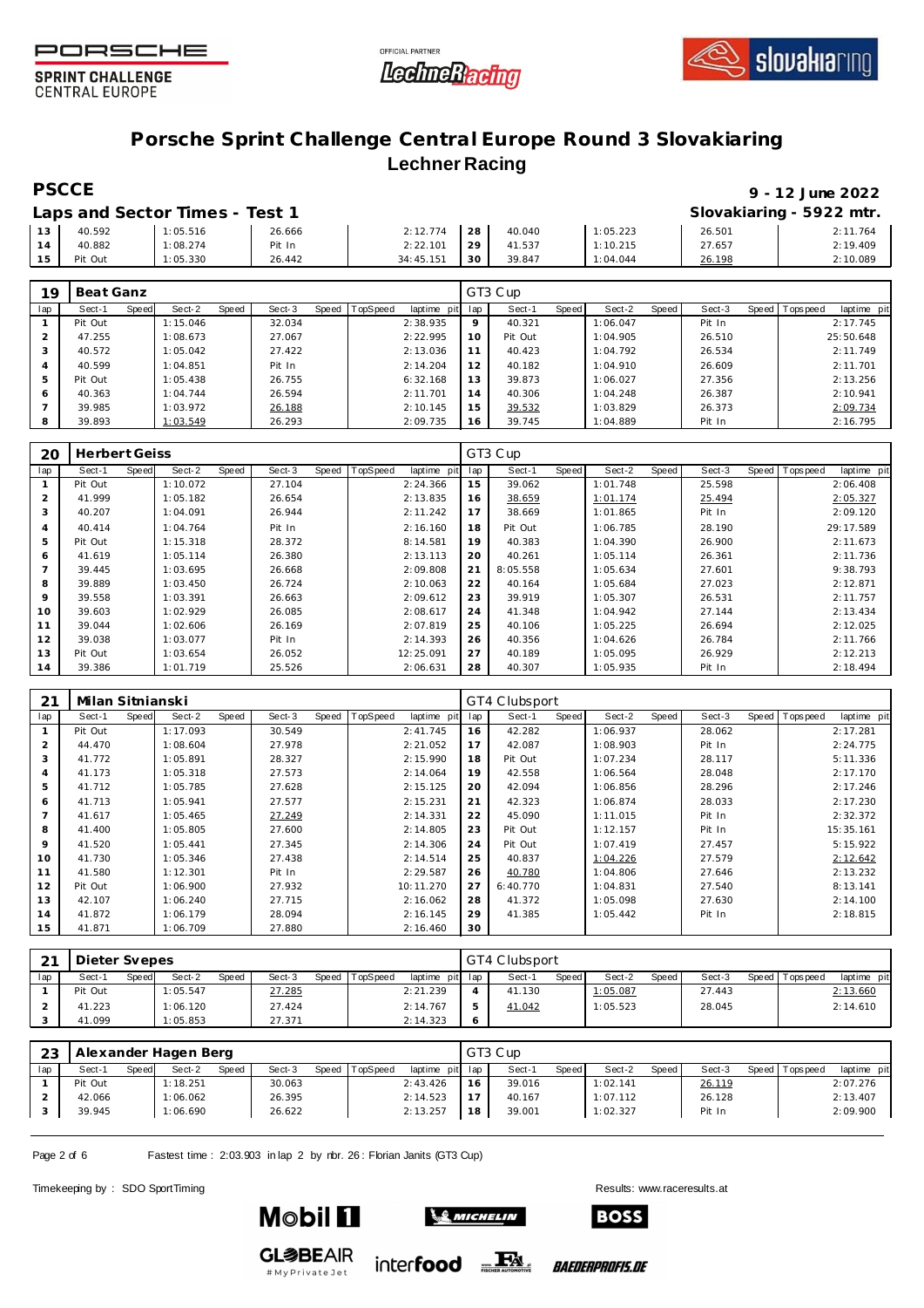# Porsche Sprint Challenge Central Europe Round 3 Slovakiaring

## Lechner Racing

**PSCCE** — 9 - 12 June 2022

**Laps and Sector Times - Test 1** — Slovakiaring - 5922 mtr.

| lap | Sect-1 | Speed | Sect-2 | Speed | Sect-3 | Speed | TopSpeed | laptime pit | lap | Sect-1 | Speed | Sect-2 | Speed | Sect-3 | Speed | Topspeed | laptime pit |
|---|---|---|---|---|---|---|---|---|---|---|---|---|---|---|---|---|---|
| 13 | 40.592 | | 1:05.516 | | 26.666 | | | 2:12.774 | 28 | 40.040 | | 1:05.223 | | 26.501 | | | 2:11.764 |
| 14 | 40.882 | | 1:08.274 | | Pit In | | | 2:22.101 | 29 | 41.537 | | 1:10.215 | | 27.657 | | | 2:19.409 |
| 15 | Pit Out | | 1:05.330 | | 26.442 | | | 34:45.151 | 30 | 39.847 | | 1:04.044 | | 26.198 | | | 2:10.089 |

### 19 Beat Ganz — GT3 Cup

| lap | Sect-1 | Speed | Sect-2 | Speed | Sect-3 | Speed | TopSpeed | laptime pit | lap | Sect-1 | Speed | Sect-2 | Speed | Sect-3 | Speed | Topspeed | laptime pit |
|---|---|---|---|---|---|---|---|---|---|---|---|---|---|---|---|---|---|
| 1 | Pit Out | | 1:15.046 | | 32.034 | | | 2:38.935 | 9 | 40.321 | | 1:06.047 | | Pit In | | | 2:17.745 |
| 2 | 47.255 | | 1:08.673 | | 27.067 | | | 2:22.995 | 10 | Pit Out | | 1:04.905 | | 26.510 | | | 25:50.648 |
| 3 | 40.572 | | 1:05.042 | | 27.422 | | | 2:13.036 | 11 | 40.423 | | 1:04.792 | | 26.534 | | | 2:11.749 |
| 4 | 40.599 | | 1:04.851 | | Pit In | | | 2:14.204 | 12 | 40.182 | | 1:04.910 | | 26.609 | | | 2:11.701 |
| 5 | Pit Out | | 1:05.438 | | 26.755 | | | 6:32.168 | 13 | 39.873 | | 1:06.027 | | 27.356 | | | 2:13.256 |
| 6 | 40.363 | | 1:04.744 | | 26.594 | | | 2:11.701 | 14 | 40.306 | | 1:04.248 | | 26.387 | | | 2:10.941 |
| 7 | 39.985 | | 1:03.972 | | 26.188 | | | 2:10.145 | 15 | 39.532 | | 1:03.829 | | 26.373 | | | 2:09.734 |
| 8 | 39.893 | | 1:03.549 | | 26.293 | | | 2:09.735 | 16 | 39.745 | | 1:04.889 | | Pit In | | | 2:16.795 |

### 20 Herbert Geiss — GT3 Cup

| lap | Sect-1 | Speed | Sect-2 | Speed | Sect-3 | Speed | TopSpeed | laptime pit | lap | Sect-1 | Speed | Sect-2 | Speed | Sect-3 | Speed | Topspeed | laptime pit |
|---|---|---|---|---|---|---|---|---|---|---|---|---|---|---|---|---|---|
| 1 | Pit Out | | 1:10.072 | | 27.104 | | | 2:24.366 | 15 | 39.062 | | 1:01.748 | | 25.598 | | | 2:06.408 |
| 2 | 41.999 | | 1:05.182 | | 26.654 | | | 2:13.835 | 16 | 38.659 | | 1:01.174 | | 25.494 | | | 2:05.327 |
| 3 | 40.207 | | 1:04.091 | | 26.944 | | | 2:11.242 | 17 | 38.669 | | 1:01.865 | | Pit In | | | 2:09.120 |
| 4 | 40.414 | | 1:04.764 | | Pit In | | | 2:16.160 | 18 | Pit Out | | 1:06.785 | | 28.190 | | | 29:17.589 |
| 5 | Pit Out | | 1:15.318 | | 28.372 | | | 8:14.581 | 19 | 40.383 | | 1:04.390 | | 26.900 | | | 2:11.673 |
| 6 | 41.619 | | 1:05.114 | | 26.380 | | | 2:13.113 | 20 | 40.261 | | 1:05.114 | | 26.361 | | | 2:11.736 |
| 7 | 39.445 | | 1:03.695 | | 26.668 | | | 2:09.808 | 21 | 8:05.558 | | 1:05.634 | | 27.601 | | | 9:38.793 |
| 8 | 39.889 | | 1:03.450 | | 26.724 | | | 2:10.063 | 22 | 40.164 | | 1:05.684 | | 27.023 | | | 2:12.871 |
| 9 | 39.558 | | 1:03.391 | | 26.663 | | | 2:09.612 | 23 | 39.919 | | 1:05.307 | | 26.531 | | | 2:11.757 |
| 10 | 39.603 | | 1:02.929 | | 26.085 | | | 2:08.617 | 24 | 41.348 | | 1:04.942 | | 27.144 | | | 2:13.434 |
| 11 | 39.044 | | 1:02.606 | | 26.169 | | | 2:07.819 | 25 | 40.106 | | 1:05.225 | | 26.694 | | | 2:12.025 |
| 12 | 39.038 | | 1:03.077 | | Pit In | | | 2:14.393 | 26 | 40.356 | | 1:04.626 | | 26.784 | | | 2:11.766 |
| 13 | Pit Out | | 1:03.654 | | 26.052 | | | 12:25.091 | 27 | 40.189 | | 1:05.095 | | 26.929 | | | 2:12.213 |
| 14 | 39.386 | | 1:01.719 | | 25.526 | | | 2:06.631 | 28 | 40.307 | | 1:05.935 | | Pit In | | | 2:18.494 |

### 21 Milan Sitnianski — GT4 Clubsport

| lap | Sect-1 | Speed | Sect-2 | Speed | Sect-3 | Speed | TopSpeed | laptime pit | lap | Sect-1 | Speed | Sect-2 | Speed | Sect-3 | Speed | Topspeed | laptime pit |
|---|---|---|---|---|---|---|---|---|---|---|---|---|---|---|---|---|---|
| 1 | Pit Out | | 1:17.093 | | 30.549 | | | 2:41.745 | 16 | 42.282 | | 1:06.937 | | 28.062 | | | 2:17.281 |
| 2 | 44.470 | | 1:08.604 | | 27.978 | | | 2:21.052 | 17 | 42.087 | | 1:08.903 | | Pit In | | | 2:24.775 |
| 3 | 41.772 | | 1:05.891 | | 28.327 | | | 2:15.990 | 18 | Pit Out | | 1:07.234 | | 28.117 | | | 5:11.336 |
| 4 | 41.173 | | 1:05.318 | | 27.573 | | | 2:14.064 | 19 | 42.558 | | 1:06.564 | | 28.048 | | | 2:17.170 |
| 5 | 41.712 | | 1:05.785 | | 27.628 | | | 2:15.125 | 20 | 42.094 | | 1:06.856 | | 28.296 | | | 2:17.246 |
| 6 | 41.713 | | 1:05.941 | | 27.577 | | | 2:15.231 | 21 | 42.323 | | 1:06.874 | | 28.033 | | | 2:17.230 |
| 7 | 41.617 | | 1:05.465 | | 27.249 | | | 2:14.331 | 22 | 45.090 | | 1:11.015 | | Pit In | | | 2:32.372 |
| 8 | 41.400 | | 1:05.805 | | 27.600 | | | 2:14.805 | 23 | Pit Out | | 1:12.157 | | Pit In | | | 15:35.161 |
| 9 | 41.520 | | 1:05.441 | | 27.345 | | | 2:14.306 | 24 | Pit Out | | 1:07.419 | | 27.457 | | | 5:15.922 |
| 10 | 41.730 | | 1:05.346 | | 27.438 | | | 2:14.514 | 25 | 40.837 | | 1:04.226 | | 27.579 | | | 2:12.642 |
| 11 | 41.580 | | 1:12.301 | | Pit In | | | 2:29.587 | 26 | 40.780 | | 1:04.806 | | 27.646 | | | 2:13.232 |
| 12 | Pit Out | | 1:06.900 | | 27.932 | | | 10:11.270 | 27 | 6:40.770 | | 1:04.831 | | 27.540 | | | 8:13.141 |
| 13 | 42.107 | | 1:06.240 | | 27.715 | | | 2:16.062 | 28 | 41.372 | | 1:05.098 | | 27.630 | | | 2:14.100 |
| 14 | 41.872 | | 1:06.179 | | 28.094 | | | 2:16.145 | 29 | 41.385 | | 1:05.442 | | Pit In | | | 2:18.815 |
| 15 | 41.871 | | 1:06.709 | | 27.880 | | | 2:16.460 | 30 | | | | | | | | |

### 21 Dieter Svepes — GT4 Clubsport

| lap | Sect-1 | Speed | Sect-2 | Speed | Sect-3 | Speed | TopSpeed | laptime pit | lap | Sect-1 | Speed | Sect-2 | Speed | Sect-3 | Speed | Topspeed | laptime pit |
|---|---|---|---|---|---|---|---|---|---|---|---|---|---|---|---|---|---|
| 1 | Pit Out | | 1:05.547 | | 27.285 | | | 2:21.239 | 4 | 41.130 | | 1:05.087 | | 27.443 | | | 2:13.660 |
| 2 | 41.223 | | 1:06.120 | | 27.424 | | | 2:14.767 | 5 | 41.042 | | 1:05.523 | | 28.045 | | | 2:14.610 |
| 3 | 41.099 | | 1:05.853 | | 27.371 | | | 2:14.323 | 6 | | | | | | | | |

### 23 Alexander Hagen Berg — GT3 Cup

| lap | Sect-1 | Speed | Sect-2 | Speed | Sect-3 | Speed | TopSpeed | laptime pit | lap | Sect-1 | Speed | Sect-2 | Speed | Sect-3 | Speed | Topspeed | laptime pit |
|---|---|---|---|---|---|---|---|---|---|---|---|---|---|---|---|---|---|
| 1 | Pit Out | | 1:18.251 | | 30.063 | | | 2:43.426 | 16 | 39.016 | | 1:02.141 | | 26.119 | | | 2:07.276 |
| 2 | 42.066 | | 1:06.062 | | 26.395 | | | 2:14.523 | 17 | 40.167 | | 1:07.112 | | 26.128 | | | 2:13.407 |
| 3 | 39.945 | | 1:06.690 | | 26.622 | | | 2:13.257 | 18 | 39.001 | | 1:02.327 | | Pit In | | | 2:09.900 |

Fastest time : 2:03.903 in lap 2 by nbr. 26 : Florian Janits (GT3 Cup)

Timekeeping by : SDO SportTiming — Results: www.raceresults.at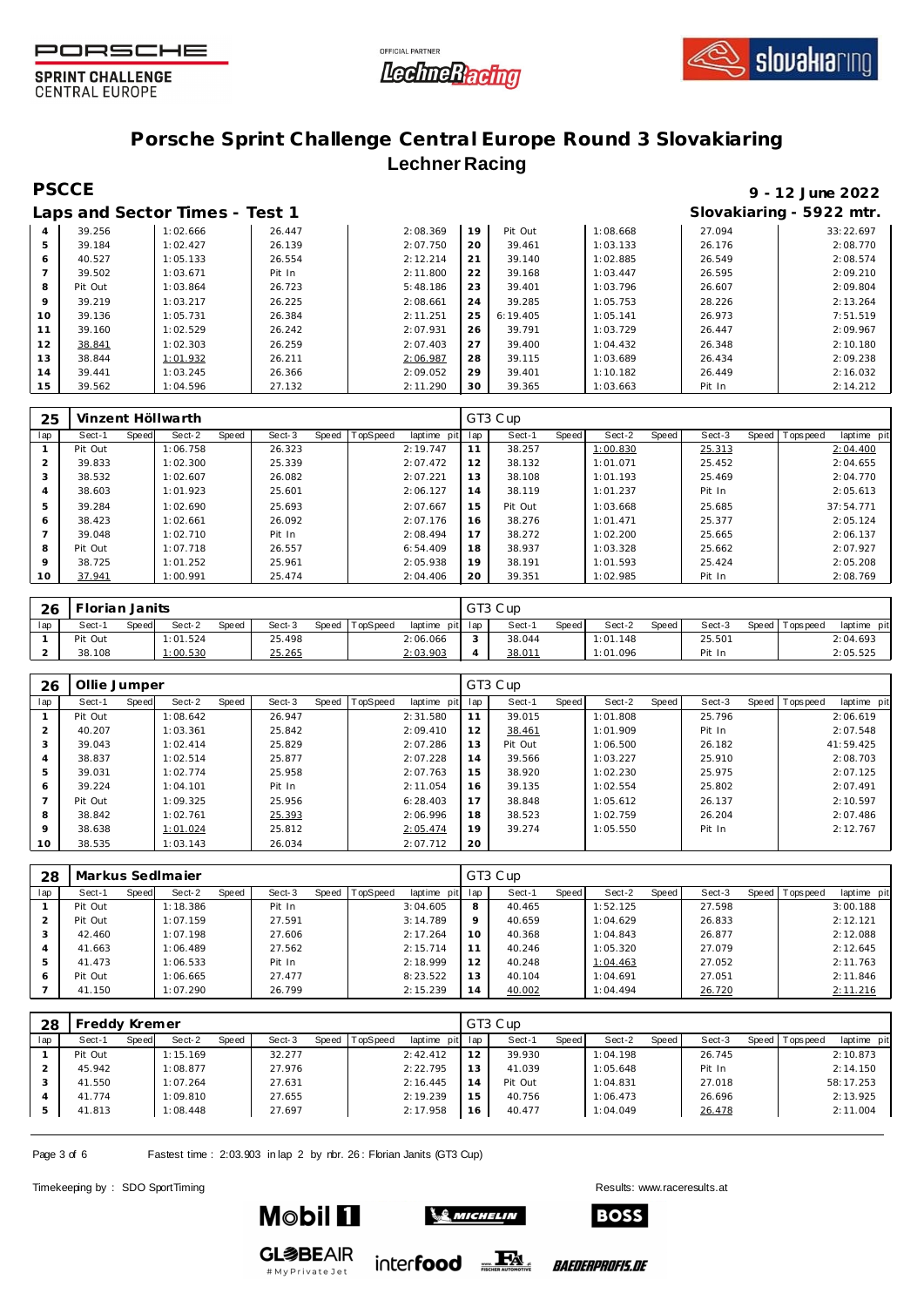# Porsche Sprint Challenge Central Europe Round 3 Slovakiaring

## Lechner Racing

**PSCCE** — 9 - 12 June 2022

**Laps and Sector Times - Test 1** — Slovakiaring - 5922 mtr.

| lap | Sect-1 | Sect-2 | Sect-3 | laptime | lap | Sect-1 | Sect-2 | Sect-3 | laptime |
|---|---|---|---|---|---|---|---|---|---|
| 4 | 39.256 | 1:02.666 | 26.447 | 2:08.369 | 19 | Pit Out | 1:08.668 | 27.094 | 33:22.697 |
| 5 | 39.184 | 1:02.427 | 26.139 | 2:07.750 | 20 | 39.461 | 1:03.133 | 26.176 | 2:08.770 |
| 6 | 40.527 | 1:05.133 | 26.554 | 2:12.214 | 21 | 39.140 | 1:02.885 | 26.549 | 2:08.574 |
| 7 | 39.502 | 1:03.671 | Pit In | 2:11.800 | 22 | 39.168 | 1:03.447 | 26.595 | 2:09.210 |
| 8 | Pit Out | 1:03.864 | 26.723 | 5:48.186 | 23 | 39.401 | 1:03.796 | 26.607 | 2:09.804 |
| 9 | 39.219 | 1:03.217 | 26.225 | 2:08.661 | 24 | 39.285 | 1:05.753 | 28.226 | 2:13.264 |
| 10 | 39.136 | 1:05.731 | 26.384 | 2:11.251 | 25 | 6:19.405 | 1:05.141 | 26.973 | 7:51.519 |
| 11 | 39.160 | 1:02.529 | 26.242 | 2:07.931 | 26 | 39.791 | 1:03.729 | 26.447 | 2:09.967 |
| 12 | 38.841 | 1:02.303 | 26.259 | 2:07.403 | 27 | 39.400 | 1:04.432 | 26.348 | 2:10.180 |
| 13 | 38.844 | 1:01.932 | 26.211 | 2:06.987 | 28 | 39.115 | 1:03.689 | 26.434 | 2:09.238 |
| 14 | 39.441 | 1:03.245 | 26.366 | 2:09.052 | 29 | 39.401 | 1:10.182 | 26.449 | 2:16.032 |
| 15 | 39.562 | 1:04.596 | 27.132 | 2:11.290 | 30 | 39.365 | 1:03.663 | Pit In | 2:14.212 |

**25 Vinzent Höllwarth** — GT3 Cup

| lap | Sect-1 | Speed | Sect-2 | Speed | Sect-3 | Speed | TopSpeed | laptime pit | lap | Sect-1 | Speed | Sect-2 | Speed | Sect-3 | Speed | Topspeed | laptime pit |
|---|---|---|---|---|---|---|---|---|---|---|---|---|---|---|---|---|---|
| 1 | Pit Out | | 1:06.758 | | 26.323 | | | 2:19.747 | 11 | 38.257 | | 1:00.830 | | 25.313 | | | 2:04.400 |
| 2 | 39.833 | | 1:02.300 | | 25.339 | | | 2:07.472 | 12 | 38.132 | | 1:01.071 | | 25.452 | | | 2:04.655 |
| 3 | 38.532 | | 1:02.607 | | 26.082 | | | 2:07.221 | 13 | 38.108 | | 1:01.193 | | 25.469 | | | 2:04.770 |
| 4 | 38.603 | | 1:01.923 | | 25.601 | | | 2:06.127 | 14 | 38.119 | | 1:01.237 | | Pit In | | | 2:05.613 |
| 5 | 39.284 | | 1:02.690 | | 25.693 | | | 2:07.667 | 15 | Pit Out | | 1:03.668 | | 25.685 | | | 37:54.771 |
| 6 | 38.423 | | 1:02.661 | | 26.092 | | | 2:07.176 | 16 | 38.276 | | 1:01.471 | | 25.377 | | | 2:05.124 |
| 7 | 39.048 | | 1:02.710 | | Pit In | | | 2:08.494 | 17 | 38.272 | | 1:02.200 | | 25.665 | | | 2:06.137 |
| 8 | Pit Out | | 1:07.718 | | 26.557 | | | 6:54.409 | 18 | 38.937 | | 1:03.328 | | 25.662 | | | 2:07.927 |
| 9 | 38.725 | | 1:01.252 | | 25.961 | | | 2:05.938 | 19 | 38.191 | | 1:01.593 | | 25.424 | | | 2:05.208 |
| 10 | 37.941 | | 1:00.991 | | 25.474 | | | 2:04.406 | 20 | 39.351 | | 1:02.985 | | Pit In | | | 2:08.769 |

**26 Florian Janits** — GT3 Cup

| lap | Sect-1 | Speed | Sect-2 | Speed | Sect-3 | Speed | TopSpeed | laptime pit | lap | Sect-1 | Speed | Sect-2 | Speed | Sect-3 | Speed | Topspeed | laptime pit |
|---|---|---|---|---|---|---|---|---|---|---|---|---|---|---|---|---|---|
| 1 | Pit Out | | 1:01.524 | | 25.498 | | | 2:06.066 | 3 | 38.044 | | 1:01.148 | | 25.501 | | | 2:04.693 |
| 2 | 38.108 | | 1:00.530 | | 25.265 | | | 2:03.903 | 4 | 38.011 | | 1:01.096 | | Pit In | | | 2:05.525 |

**26 Ollie Jumper** — GT3 Cup

| lap | Sect-1 | Speed | Sect-2 | Speed | Sect-3 | Speed | TopSpeed | laptime pit | lap | Sect-1 | Speed | Sect-2 | Speed | Sect-3 | Speed | Topspeed | laptime pit |
|---|---|---|---|---|---|---|---|---|---|---|---|---|---|---|---|---|---|
| 1 | Pit Out | | 1:08.642 | | 26.947 | | | 2:31.580 | 11 | 39.015 | | 1:01.808 | | 25.796 | | | 2:06.619 |
| 2 | 40.207 | | 1:03.361 | | 25.842 | | | 2:09.410 | 12 | 38.461 | | 1:01.909 | | Pit In | | | 2:07.548 |
| 3 | 39.043 | | 1:02.414 | | 25.829 | | | 2:07.286 | 13 | Pit Out | | 1:06.500 | | 26.182 | | | 41:59.425 |
| 4 | 38.837 | | 1:02.514 | | 25.877 | | | 2:07.228 | 14 | 39.566 | | 1:03.227 | | 25.910 | | | 2:08.703 |
| 5 | 39.031 | | 1:02.774 | | 25.958 | | | 2:07.763 | 15 | 38.920 | | 1:02.230 | | 25.975 | | | 2:07.125 |
| 6 | 39.224 | | 1:04.101 | | Pit In | | | 2:11.054 | 16 | 39.135 | | 1:02.554 | | 25.802 | | | 2:07.491 |
| 7 | Pit Out | | 1:09.325 | | 25.956 | | | 6:28.403 | 17 | 38.848 | | 1:05.612 | | 26.137 | | | 2:10.597 |
| 8 | 38.842 | | 1:02.761 | | 25.393 | | | 2:06.996 | 18 | 38.523 | | 1:02.759 | | 26.204 | | | 2:07.486 |
| 9 | 38.638 | | 1:01.024 | | 25.812 | | | 2:05.474 | 19 | 39.274 | | 1:05.550 | | Pit In | | | 2:12.767 |
| 10 | 38.535 | | 1:03.143 | | 26.034 | | | 2:07.712 | 20 | | | | | | | | |

**28 Markus Sedlmaier** — GT3 Cup

| lap | Sect-1 | Speed | Sect-2 | Speed | Sect-3 | Speed | TopSpeed | laptime pit | lap | Sect-1 | Speed | Sect-2 | Speed | Sect-3 | Speed | Topspeed | laptime pit |
|---|---|---|---|---|---|---|---|---|---|---|---|---|---|---|---|---|---|
| 1 | Pit Out | | 1:18.386 | | Pit In | | | 3:04.605 | 8 | 40.465 | | 1:52.125 | | 27.598 | | | 3:00.188 |
| 2 | Pit Out | | 1:07.159 | | 27.591 | | | 3:14.789 | 9 | 40.659 | | 1:04.629 | | 26.833 | | | 2:12.121 |
| 3 | 42.460 | | 1:07.198 | | 27.606 | | | 2:17.264 | 10 | 40.368 | | 1:04.843 | | 26.877 | | | 2:12.088 |
| 4 | 41.663 | | 1:06.489 | | 27.562 | | | 2:15.714 | 11 | 40.246 | | 1:05.320 | | 27.079 | | | 2:12.645 |
| 5 | 41.473 | | 1:06.533 | | Pit In | | | 2:18.999 | 12 | 40.248 | | 1:04.463 | | 27.052 | | | 2:11.763 |
| 6 | Pit Out | | 1:06.665 | | 27.477 | | | 8:23.522 | 13 | 40.104 | | 1:04.691 | | 27.051 | | | 2:11.846 |
| 7 | 41.150 | | 1:07.290 | | 26.799 | | | 2:15.239 | 14 | 40.002 | | 1:04.494 | | 26.720 | | | 2:11.216 |

**28 Freddy Kremer** — GT3 Cup

| lap | Sect-1 | Speed | Sect-2 | Speed | Sect-3 | Speed | TopSpeed | laptime pit | lap | Sect-1 | Speed | Sect-2 | Speed | Sect-3 | Speed | Topspeed | laptime pit |
|---|---|---|---|---|---|---|---|---|---|---|---|---|---|---|---|---|---|
| 1 | Pit Out | | 1:15.169 | | 32.277 | | | 2:42.412 | 12 | 39.930 | | 1:04.198 | | 26.745 | | | 2:10.873 |
| 2 | 45.942 | | 1:08.877 | | 27.976 | | | 2:22.795 | 13 | 41.039 | | 1:05.648 | | Pit In | | | 2:14.150 |
| 3 | 41.550 | | 1:07.264 | | 27.631 | | | 2:16.445 | 14 | Pit Out | | 1:04.831 | | 27.018 | | | 58:17.253 |
| 4 | 41.774 | | 1:09.810 | | 27.655 | | | 2:19.239 | 15 | 40.756 | | 1:06.473 | | 26.696 | | | 2:13.925 |
| 5 | 41.813 | | 1:08.448 | | 27.697 | | | 2:17.958 | 16 | 40.477 | | 1:04.049 | | 26.478 | | | 2:11.004 |

Fastest time : 2:03.903 in lap 2 by nbr. 26 : Florian Janits (GT3 Cup)

Timekeeping by : SDO SportTiming — Results: www.raceresults.at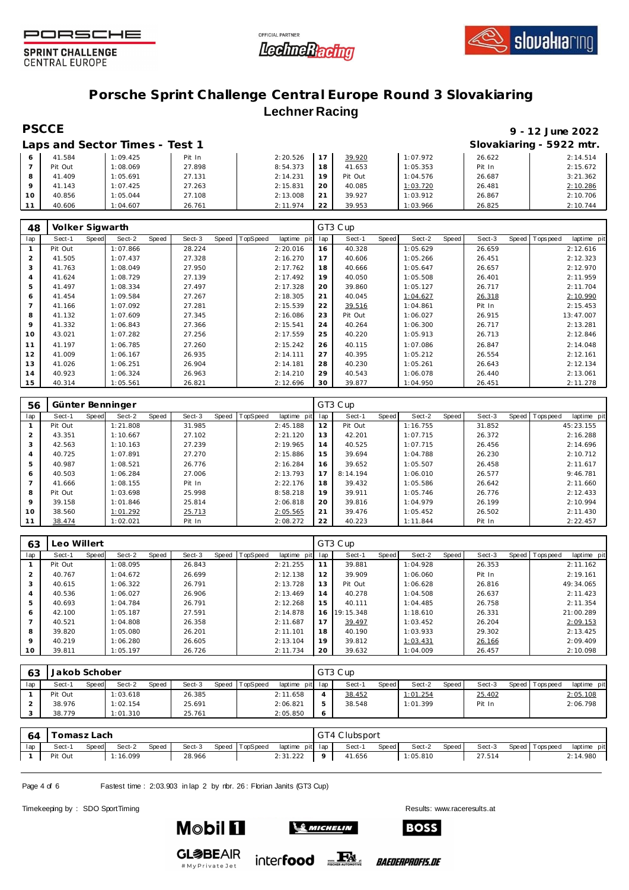# Porsche Sprint Challenge Central Europe Round 3 Slovakiaring

## Lechner Racing

**PSCCE** — 9 - 12 June 2022

### Laps and Sector Times - Test 1

Slovakiaring - 5922 mtr.

| lap | Sect-1 | Speed | Sect-2 | Speed | Sect-3 | Speed | TopSpeed | laptime pit | lap | Sect-1 | Speed | Sect-2 | Speed | Sect-3 | Speed | Topspeed | laptime pit |
|---|---|---|---|---|---|---|---|---|---|---|---|---|---|---|---|---|---|
| 6 | 41.584 | | 1:09.425 | | Pit In | | | 2:20.526 | 17 | 39.920 | | 1:07.972 | | 26.622 | | | 2:14.514 |
| 7 | Pit Out | | 1:08.069 | | 27.898 | | | 8:54.373 | 18 | 41.653 | | 1:05.353 | | Pit In | | | 2:15.672 |
| 8 | 41.409 | | 1:05.691 | | 27.131 | | | 2:14.231 | 19 | Pit Out | | 1:04.576 | | 26.687 | | | 3:21.362 |
| 9 | 41.143 | | 1:07.425 | | 27.263 | | | 2:15.831 | 20 | 40.085 | | 1:03.720 | | 26.481 | | | 2:10.286 |
| 10 | 40.856 | | 1:05.044 | | 27.108 | | | 2:13.008 | 21 | 39.927 | | 1:03.912 | | 26.867 | | | 2:10.706 |
| 11 | 40.606 | | 1:04.607 | | 26.761 | | | 2:11.974 | 22 | 39.953 | | 1:03.966 | | 26.825 | | | 2:10.744 |

**48 Volker Sigwarth** — GT3 Cup

| lap | Sect-1 | Speed | Sect-2 | Speed | Sect-3 | Speed | TopSpeed | laptime pit | lap | Sect-1 | Speed | Sect-2 | Speed | Sect-3 | Speed | Topspeed | laptime pit |
|---|---|---|---|---|---|---|---|---|---|---|---|---|---|---|---|---|---|
| 1 | Pit Out | | 1:07.866 | | 28.224 | | | 2:20.016 | 16 | 40.328 | | 1:05.629 | | 26.659 | | | 2:12.616 |
| 2 | 41.505 | | 1:07.437 | | 27.328 | | | 2:16.270 | 17 | 40.606 | | 1:05.266 | | 26.451 | | | 2:12.323 |
| 3 | 41.763 | | 1:08.049 | | 27.950 | | | 2:17.762 | 18 | 40.666 | | 1:05.647 | | 26.657 | | | 2:12.970 |
| 4 | 41.624 | | 1:08.729 | | 27.139 | | | 2:17.492 | 19 | 40.050 | | 1:05.508 | | 26.401 | | | 2:11.959 |
| 5 | 41.497 | | 1:08.334 | | 27.497 | | | 2:17.328 | 20 | 39.860 | | 1:05.127 | | 26.717 | | | 2:11.704 |
| 6 | 41.454 | | 1:09.584 | | 27.267 | | | 2:18.305 | 21 | 40.045 | | 1:04.627 | | 26.318 | | | 2:10.990 |
| 7 | 41.166 | | 1:07.092 | | 27.281 | | | 2:15.539 | 22 | 39.516 | | 1:04.861 | | Pit In | | | 2:15.453 |
| 8 | 41.132 | | 1:07.609 | | 27.345 | | | 2:16.086 | 23 | Pit Out | | 1:06.027 | | 26.915 | | | 13:47.007 |
| 9 | 41.332 | | 1:06.843 | | 27.366 | | | 2:15.541 | 24 | 40.264 | | 1:06.300 | | 26.717 | | | 2:13.281 |
| 10 | 43.021 | | 1:07.282 | | 27.256 | | | 2:17.559 | 25 | 40.220 | | 1:05.913 | | 26.713 | | | 2:12.846 |
| 11 | 41.197 | | 1:06.785 | | 27.260 | | | 2:15.242 | 26 | 40.115 | | 1:07.086 | | 26.847 | | | 2:14.048 |
| 12 | 41.009 | | 1:06.167 | | 26.935 | | | 2:14.111 | 27 | 40.395 | | 1:05.212 | | 26.554 | | | 2:12.161 |
| 13 | 41.026 | | 1:06.251 | | 26.904 | | | 2:14.181 | 28 | 40.230 | | 1:05.261 | | 26.643 | | | 2:12.134 |
| 14 | 40.923 | | 1:06.324 | | 26.963 | | | 2:14.210 | 29 | 40.543 | | 1:06.078 | | 26.440 | | | 2:13.061 |
| 15 | 40.314 | | 1:05.561 | | 26.821 | | | 2:12.696 | 30 | 39.877 | | 1:04.950 | | 26.451 | | | 2:11.278 |

**56 Günter Benninger** — GT3 Cup

| lap | Sect-1 | Speed | Sect-2 | Speed | Sect-3 | Speed | TopSpeed | laptime pit | lap | Sect-1 | Speed | Sect-2 | Speed | Sect-3 | Speed | Topspeed | laptime pit |
|---|---|---|---|---|---|---|---|---|---|---|---|---|---|---|---|---|---|
| 1 | Pit Out | | 1:21.808 | | 31.985 | | | 2:45.188 | 12 | Pit Out | | 1:16.755 | | 31.852 | | | 45:23.155 |
| 2 | 43.351 | | 1:10.667 | | 27.102 | | | 2:21.120 | 13 | 42.201 | | 1:07.715 | | 26.372 | | | 2:16.288 |
| 3 | 42.563 | | 1:10.163 | | 27.239 | | | 2:19.965 | 14 | 40.525 | | 1:07.715 | | 26.456 | | | 2:14.696 |
| 4 | 40.725 | | 1:07.891 | | 27.270 | | | 2:15.886 | 15 | 39.694 | | 1:04.788 | | 26.230 | | | 2:10.712 |
| 5 | 40.987 | | 1:08.521 | | 26.776 | | | 2:16.284 | 16 | 39.652 | | 1:05.507 | | 26.458 | | | 2:11.617 |
| 6 | 40.503 | | 1:06.284 | | 27.006 | | | 2:13.793 | 17 | 8:14.194 | | 1:06.010 | | 26.577 | | | 9:46.781 |
| 7 | 41.666 | | 1:08.155 | | Pit In | | | 2:22.176 | 18 | 39.432 | | 1:05.586 | | 26.642 | | | 2:11.660 |
| 8 | Pit Out | | 1:03.698 | | 25.998 | | | 8:58.218 | 19 | 39.911 | | 1:05.746 | | 26.776 | | | 2:12.433 |
| 9 | 39.158 | | 1:01.846 | | 25.814 | | | 2:06.818 | 20 | 39.816 | | 1:04.979 | | 26.199 | | | 2:10.994 |
| 10 | 38.560 | | 1:01.292 | | 25.713 | | | 2:05.565 | 21 | 39.476 | | 1:05.452 | | 26.502 | | | 2:11.430 |
| 11 | 38.474 | | 1:02.021 | | Pit In | | | 2:08.272 | 22 | 40.223 | | 1:11.844 | | Pit In | | | 2:22.457 |

**63 Leo Willert** — GT3 Cup

| lap | Sect-1 | Speed | Sect-2 | Speed | Sect-3 | Speed | TopSpeed | laptime pit | lap | Sect-1 | Speed | Sect-2 | Speed | Sect-3 | Speed | Topspeed | laptime pit |
|---|---|---|---|---|---|---|---|---|---|---|---|---|---|---|---|---|---|
| 1 | Pit Out | | 1:08.095 | | 26.843 | | | 2:21.255 | 11 | 39.881 | | 1:04.928 | | 26.353 | | | 2:11.162 |
| 2 | 40.767 | | 1:04.672 | | 26.699 | | | 2:12.138 | 12 | 39.909 | | 1:06.060 | | Pit In | | | 2:19.161 |
| 3 | 40.615 | | 1:06.322 | | 26.791 | | | 2:13.728 | 13 | Pit Out | | 1:06.628 | | 26.816 | | | 49:34.065 |
| 4 | 40.536 | | 1:06.027 | | 26.906 | | | 2:13.469 | 14 | 40.278 | | 1:04.508 | | 26.637 | | | 2:11.423 |
| 5 | 40.693 | | 1:04.784 | | 26.791 | | | 2:12.268 | 15 | 40.111 | | 1:04.485 | | 26.758 | | | 2:11.354 |
| 6 | 42.100 | | 1:05.187 | | 27.591 | | | 2:14.878 | 16 | 19:15.348 | | 1:18.610 | | 26.331 | | | 21:00.289 |
| 7 | 40.521 | | 1:04.808 | | 26.358 | | | 2:11.687 | 17 | 39.497 | | 1:03.452 | | 26.204 | | | 2:09.153 |
| 8 | 39.820 | | 1:05.080 | | 26.201 | | | 2:11.101 | 18 | 40.190 | | 1:03.933 | | 29.302 | | | 2:13.425 |
| 9 | 40.219 | | 1:06.280 | | 26.605 | | | 2:13.104 | 19 | 39.812 | | 1:03.431 | | 26.166 | | | 2:09.409 |
| 10 | 39.811 | | 1:05.197 | | 26.726 | | | 2:11.734 | 20 | 39.632 | | 1:04.009 | | 26.457 | | | 2:10.098 |

**63 Jakob Schober** — GT3 Cup

| lap | Sect-1 | Speed | Sect-2 | Speed | Sect-3 | Speed | TopSpeed | laptime pit | lap | Sect-1 | Speed | Sect-2 | Speed | Sect-3 | Speed | Topspeed | laptime pit |
|---|---|---|---|---|---|---|---|---|---|---|---|---|---|---|---|---|---|
| 1 | Pit Out | | 1:03.618 | | 26.385 | | | 2:11.658 | 4 | 38.452 | | 1:01.254 | | 25.402 | | | 2:05.108 |
| 2 | 38.976 | | 1:02.154 | | 25.691 | | | 2:06.821 | 5 | 38.548 | | 1:01.399 | | Pit In | | | 2:06.798 |
| 3 | 38.779 | | 1:01.310 | | 25.761 | | | 2:05.850 | 6 | | | | | | | | |

**64 Tomasz Lach** — GT4 Clubsport

| lap | Sect-1 | Speed | Sect-2 | Speed | Sect-3 | Speed | TopSpeed | laptime pit | lap | Sect-1 | Speed | Sect-2 | Speed | Sect-3 | Speed | Topspeed | laptime pit |
|---|---|---|---|---|---|---|---|---|---|---|---|---|---|---|---|---|---|
| 1 | Pit Out | | 1:16.099 | | 28.966 | | | 2:31.222 | 9 | 41.656 | | 1:05.810 | | 27.514 | | | 2:14.980 |

Fastest time : 2:03.903 in lap 2 by nbr. 26 : Florian Janits (GT3 Cup)

Timekeeping by : SDO SportTiming

Results: www.raceresults.at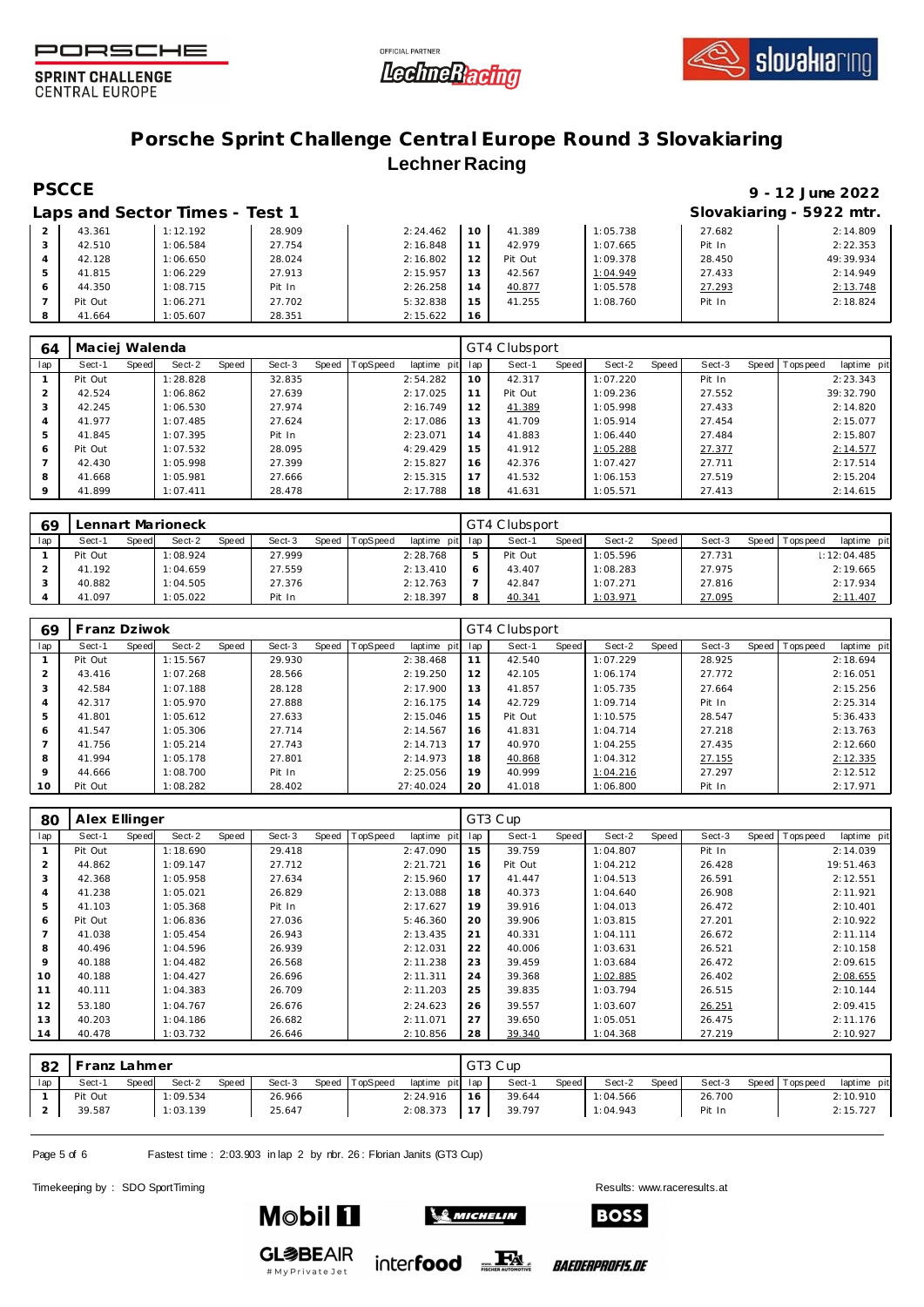# Porsche Sprint Challenge Central Europe Round 3 Slovakiaring

## Lechner Racing

**PSCCE** — 9 - 12 June 2022

**Laps and Sector Times - Test 1** — Slovakiaring - 5922 mtr.

| lap | Sect-1 | Speed | Sect-2 | Speed | Sect-3 | Speed | TopSpeed | laptime pit | lap | Sect-1 | Speed | Sect-2 | Speed | Sect-3 | Speed | Topspeed | laptime pit |
|---|---|---|---|---|---|---|---|---|---|---|---|---|---|---|---|---|---|
| 2 | 43.361 | | 1:12.192 | | 28.909 | | | 2:24.462 | 10 | 41.389 | | 1:05.738 | | 27.682 | | | 2:14.809 |
| 3 | 42.510 | | 1:06.584 | | 27.754 | | | 2:16.848 | 11 | 42.979 | | 1:07.665 | | Pit In | | | 2:22.353 |
| 4 | 42.128 | | 1:06.650 | | 28.024 | | | 2:16.802 | 12 | Pit Out | | 1:09.378 | | 28.450 | | | 49:39.934 |
| 5 | 41.815 | | 1:06.229 | | 27.913 | | | 2:15.957 | 13 | 42.567 | | 1:04.949 | | 27.433 | | | 2:14.949 |
| 6 | 44.350 | | 1:08.715 | | Pit In | | | 2:26.258 | 14 | 40.877 | | 1:05.578 | | 27.293 | | | 2:13.748 |
| 7 | Pit Out | | 1:06.271 | | 27.702 | | | 5:32.838 | 15 | 41.255 | | 1:08.760 | | Pit In | | | 2:18.824 |
| 8 | 41.664 | | 1:05.607 | | 28.351 | | | 2:15.622 | 16 | | | | | | | | |

### 64 Maciej Walenda — GT4 Clubsport

| lap | Sect-1 | Speed | Sect-2 | Speed | Sect-3 | Speed | TopSpeed | laptime pit | lap | Sect-1 | Speed | Sect-2 | Speed | Sect-3 | Speed | Topspeed | laptime pit |
|---|---|---|---|---|---|---|---|---|---|---|---|---|---|---|---|---|---|
| 1 | Pit Out | | 1:28.828 | | 32.835 | | | 2:54.282 | 10 | 42.317 | | 1:07.220 | | Pit In | | | 2:23.343 |
| 2 | 42.524 | | 1:06.862 | | 27.639 | | | 2:17.025 | 11 | Pit Out | | 1:09.236 | | 27.552 | | | 39:32.790 |
| 3 | 42.245 | | 1:06.530 | | 27.974 | | | 2:16.749 | 12 | 41.389 | | 1:05.998 | | 27.433 | | | 2:14.820 |
| 4 | 41.977 | | 1:07.485 | | 27.624 | | | 2:17.086 | 13 | 41.709 | | 1:05.914 | | 27.454 | | | 2:15.077 |
| 5 | 41.845 | | 1:07.395 | | Pit In | | | 2:23.071 | 14 | 41.883 | | 1:06.440 | | 27.484 | | | 2:15.807 |
| 6 | Pit Out | | 1:07.532 | | 28.095 | | | 4:29.429 | 15 | 41.912 | | 1:05.288 | | 27.377 | | | 2:14.577 |
| 7 | 42.430 | | 1:05.998 | | 27.399 | | | 2:15.827 | 16 | 42.376 | | 1:07.427 | | 27.711 | | | 2:17.514 |
| 8 | 41.668 | | 1:05.981 | | 27.666 | | | 2:15.315 | 17 | 41.532 | | 1:06.153 | | 27.519 | | | 2:15.204 |
| 9 | 41.899 | | 1:07.411 | | 28.478 | | | 2:17.788 | 18 | 41.631 | | 1:05.571 | | 27.413 | | | 2:14.615 |

### 69 Lennart Marioneck — GT4 Clubsport

| lap | Sect-1 | Speed | Sect-2 | Speed | Sect-3 | Speed | TopSpeed | laptime pit | lap | Sect-1 | Speed | Sect-2 | Speed | Sect-3 | Speed | Topspeed | laptime pit |
|---|---|---|---|---|---|---|---|---|---|---|---|---|---|---|---|---|---|
| 1 | Pit Out | | 1:08.924 | | 27.999 | | | 2:28.768 | 5 | Pit Out | | 1:05.596 | | 27.731 | | | 1:12:04.485 |
| 2 | 41.192 | | 1:04.659 | | 27.559 | | | 2:13.410 | 6 | 43.407 | | 1:08.283 | | 27.975 | | | 2:19.665 |
| 3 | 40.882 | | 1:04.505 | | 27.376 | | | 2:12.763 | 7 | 42.847 | | 1:07.271 | | 27.816 | | | 2:17.934 |
| 4 | 41.097 | | 1:05.022 | | Pit In | | | 2:18.397 | 8 | 40.341 | | 1:03.971 | | 27.095 | | | 2:11.407 |

### 69 Franz Dziwok — GT4 Clubsport

| lap | Sect-1 | Speed | Sect-2 | Speed | Sect-3 | Speed | TopSpeed | laptime pit | lap | Sect-1 | Speed | Sect-2 | Speed | Sect-3 | Speed | Topspeed | laptime pit |
|---|---|---|---|---|---|---|---|---|---|---|---|---|---|---|---|---|---|
| 1 | Pit Out | | 1:15.567 | | 29.930 | | | 2:38.468 | 11 | 42.540 | | 1:07.229 | | 28.925 | | | 2:18.694 |
| 2 | 43.416 | | 1:07.268 | | 28.566 | | | 2:19.250 | 12 | 42.105 | | 1:06.174 | | 27.772 | | | 2:16.051 |
| 3 | 42.584 | | 1:07.188 | | 28.128 | | | 2:17.900 | 13 | 41.857 | | 1:05.735 | | 27.664 | | | 2:15.256 |
| 4 | 42.317 | | 1:05.970 | | 27.888 | | | 2:16.175 | 14 | 42.729 | | 1:09.714 | | Pit In | | | 2:25.314 |
| 5 | 41.801 | | 1:05.612 | | 27.633 | | | 2:15.046 | 15 | Pit Out | | 1:10.575 | | 28.547 | | | 5:36.433 |
| 6 | 41.547 | | 1:05.306 | | 27.714 | | | 2:14.567 | 16 | 41.831 | | 1:04.714 | | 27.218 | | | 2:13.763 |
| 7 | 41.756 | | 1:05.214 | | 27.743 | | | 2:14.713 | 17 | 40.970 | | 1:04.255 | | 27.435 | | | 2:12.660 |
| 8 | 41.994 | | 1:05.178 | | 27.801 | | | 2:14.973 | 18 | 40.868 | | 1:04.312 | | 27.155 | | | 2:12.335 |
| 9 | 44.666 | | 1:08.700 | | Pit In | | | 2:25.056 | 19 | 40.999 | | 1:04.216 | | 27.297 | | | 2:12.512 |
| 10 | Pit Out | | 1:08.282 | | 28.402 | | | 27:40.024 | 20 | 41.018 | | 1:06.800 | | Pit In | | | 2:17.971 |

### 80 Alex Ellinger — GT3 Cup

| lap | Sect-1 | Speed | Sect-2 | Speed | Sect-3 | Speed | TopSpeed | laptime pit | lap | Sect-1 | Speed | Sect-2 | Speed | Sect-3 | Speed | Topspeed | laptime pit |
|---|---|---|---|---|---|---|---|---|---|---|---|---|---|---|---|---|---|
| 1 | Pit Out | | 1:18.690 | | 29.418 | | | 2:47.090 | 15 | 39.759 | | 1:04.807 | | Pit In | | | 2:14.039 |
| 2 | 44.862 | | 1:09.147 | | 27.712 | | | 2:21.721 | 16 | Pit Out | | 1:04.212 | | 26.428 | | | 19:51.463 |
| 3 | 42.368 | | 1:05.958 | | 27.634 | | | 2:15.960 | 17 | 41.447 | | 1:04.513 | | 26.591 | | | 2:12.551 |
| 4 | 41.238 | | 1:05.021 | | 26.829 | | | 2:13.088 | 18 | 40.373 | | 1:04.640 | | 26.908 | | | 2:11.921 |
| 5 | 41.103 | | 1:05.368 | | Pit In | | | 2:17.627 | 19 | 39.916 | | 1:04.013 | | 26.472 | | | 2:10.401 |
| 6 | Pit Out | | 1:06.836 | | 27.036 | | | 5:46.360 | 20 | 39.906 | | 1:03.815 | | 27.201 | | | 2:10.922 |
| 7 | 41.038 | | 1:05.454 | | 26.943 | | | 2:13.435 | 21 | 40.331 | | 1:04.111 | | 26.672 | | | 2:11.114 |
| 8 | 40.496 | | 1:04.596 | | 26.939 | | | 2:12.031 | 22 | 40.006 | | 1:03.631 | | 26.521 | | | 2:10.158 |
| 9 | 40.188 | | 1:04.482 | | 26.568 | | | 2:11.238 | 23 | 39.459 | | 1:03.684 | | 26.472 | | | 2:09.615 |
| 10 | 40.188 | | 1:04.427 | | 26.696 | | | 2:11.311 | 24 | 39.368 | | 1:02.885 | | 26.402 | | | 2:08.655 |
| 11 | 40.111 | | 1:04.383 | | 26.709 | | | 2:11.203 | 25 | 39.835 | | 1:03.794 | | 26.515 | | | 2:10.144 |
| 12 | 53.180 | | 1:04.767 | | 26.676 | | | 2:24.623 | 26 | 39.557 | | 1:03.607 | | 26.251 | | | 2:09.415 |
| 13 | 40.203 | | 1:04.186 | | 26.682 | | | 2:11.071 | 27 | 39.650 | | 1:05.051 | | 26.475 | | | 2:11.176 |
| 14 | 40.478 | | 1:03.732 | | 26.646 | | | 2:10.856 | 28 | 39.340 | | 1:04.368 | | 27.219 | | | 2:10.927 |

### 82 Franz Lahmer — GT3 Cup

| lap | Sect-1 | Speed | Sect-2 | Speed | Sect-3 | Speed | TopSpeed | laptime pit | lap | Sect-1 | Speed | Sect-2 | Speed | Sect-3 | Speed | Topspeed | laptime pit |
|---|---|---|---|---|---|---|---|---|---|---|---|---|---|---|---|---|---|
| 1 | Pit Out | | 1:09.534 | | 26.966 | | | 2:24.916 | 16 | 39.644 | | 1:04.566 | | 26.700 | | | 2:10.910 |
| 2 | 39.587 | | 1:03.139 | | 25.647 | | | 2:08.373 | 17 | 39.797 | | 1:04.943 | | Pit In | | | 2:15.727 |

Fastest time : 2:03.903 in lap 2 by nbr. 26 : Florian Janits (GT3 Cup)

Timekeeping by : SDO SportTiming — Results: www.raceresults.at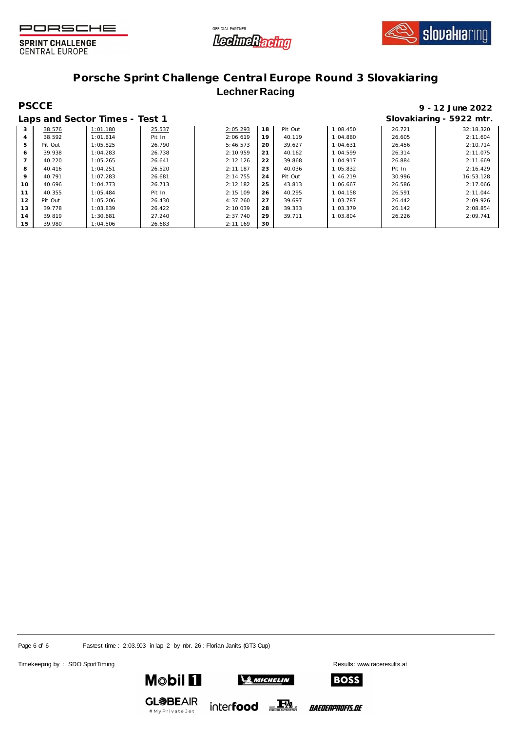# Porsche Sprint Challenge Central Europe Round 3 Slovakiaring

## Lechner Racing

**PSCCE** 9 - 12 June 2022

**Laps and Sector Times - Test 1** Slovakiaring - 5922 mtr.

| | | | | | | | | | |
|---|---|---|---|---|---|---|---|---|---|
| 3 | 38.576 | 1:01.180 | 25.537 | 2:05.293 | 18 | Pit Out | 1:08.450 | 26.721 | 32:18.320 |
| 4 | 38.592 | 1:01.814 | Pit In | 2:06.619 | 19 | 40.119 | 1:04.880 | 26.605 | 2:11.604 |
| 5 | Pit Out | 1:05.825 | 26.790 | 5:46.573 | 20 | 39.627 | 1:04.631 | 26.456 | 2:10.714 |
| 6 | 39.938 | 1:04.283 | 26.738 | 2:10.959 | 21 | 40.162 | 1:04.599 | 26.314 | 2:11.075 |
| 7 | 40.220 | 1:05.265 | 26.641 | 2:12.126 | 22 | 39.868 | 1:04.917 | 26.884 | 2:11.669 |
| 8 | 40.416 | 1:04.251 | 26.520 | 2:11.187 | 23 | 40.036 | 1:05.832 | Pit In | 2:16.429 |
| 9 | 40.791 | 1:07.283 | 26.681 | 2:14.755 | 24 | Pit Out | 1:46.219 | 30.996 | 16:53.128 |
| 10 | 40.696 | 1:04.773 | 26.713 | 2:12.182 | 25 | 43.813 | 1:06.667 | 26.586 | 2:17.066 |
| 11 | 40.355 | 1:05.484 | Pit In | 2:15.109 | 26 | 40.295 | 1:04.158 | 26.591 | 2:11.044 |
| 12 | Pit Out | 1:05.206 | 26.430 | 4:37.260 | 27 | 39.697 | 1:03.787 | 26.442 | 2:09.926 |
| 13 | 39.778 | 1:03.839 | 26.422 | 2:10.039 | 28 | 39.333 | 1:03.379 | 26.142 | 2:08.854 |
| 14 | 39.819 | 1:30.681 | 27.240 | 2:37.740 | 29 | 39.711 | 1:03.804 | 26.226 | 2:09.741 |
| 15 | 39.980 | 1:04.506 | 26.683 | 2:11.169 | 30 | | | | |

Fastest time : 2:03.903 in lap 2 by nbr. 26 : Florian Janits (GT3 Cup)

Timekeeping by : SDO SportTiming

Results: www.raceresults.at